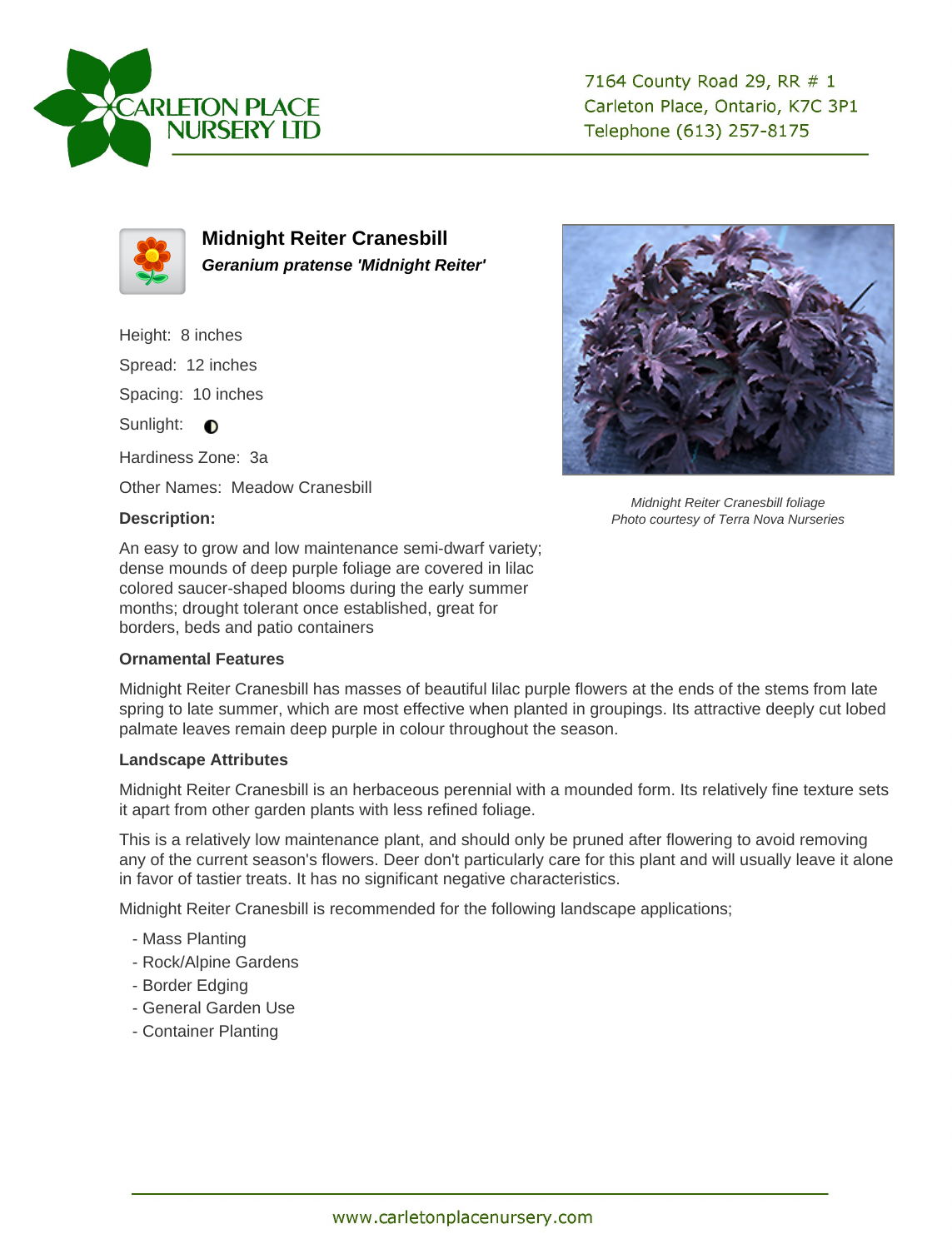7164 County Road 29, RR # 1
Carleton Place, Ontario, K7C 3P1
Telephone (613) 257-8175

## Midnight Reiter Cranesbill

***Geranium pratense 'Midnight Reiter'***

Height: 8 inches

Spread: 12 inches

Spacing: 10 inches

Sunlight: ◐

Hardiness Zone: 3a

Other Names: Meadow Cranesbill

*Midnight Reiter Cranesbill foliage*
*Photo courtesy of Terra Nova Nurseries*

**Description:**

An easy to grow and low maintenance semi-dwarf variety; dense mounds of deep purple foliage are covered in lilac colored saucer-shaped blooms during the early summer months; drought tolerant once established, great for borders, beds and patio containers

**Ornamental Features**

Midnight Reiter Cranesbill has masses of beautiful lilac purple flowers at the ends of the stems from late spring to late summer, which are most effective when planted in groupings. Its attractive deeply cut lobed palmate leaves remain deep purple in colour throughout the season.

**Landscape Attributes**

Midnight Reiter Cranesbill is an herbaceous perennial with a mounded form. Its relatively fine texture sets it apart from other garden plants with less refined foliage.

This is a relatively low maintenance plant, and should only be pruned after flowering to avoid removing any of the current season's flowers. Deer don't particularly care for this plant and will usually leave it alone in favor of tastier treats. It has no significant negative characteristics.

Midnight Reiter Cranesbill is recommended for the following landscape applications;

- Mass Planting
- Rock/Alpine Gardens
- Border Edging
- General Garden Use
- Container Planting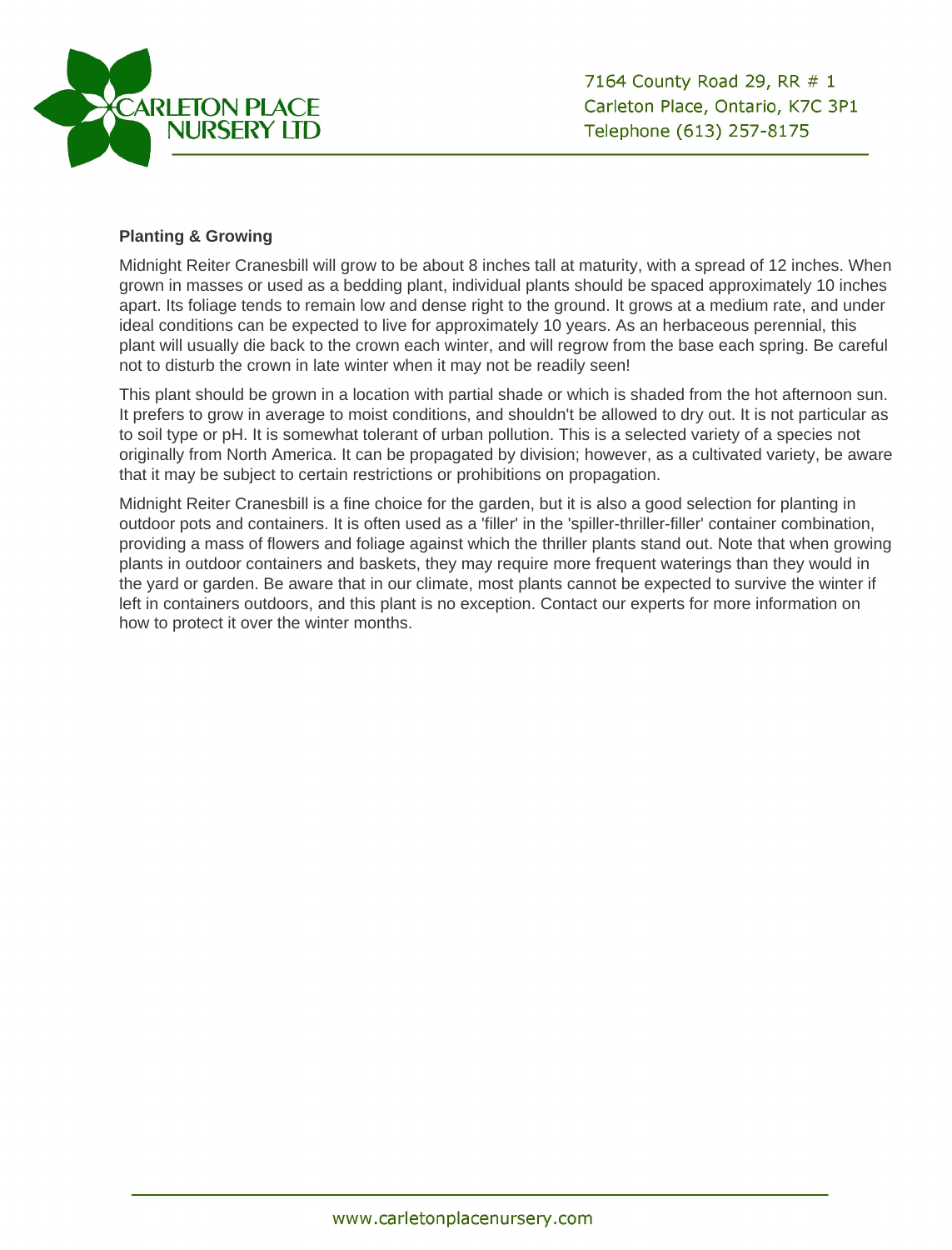**Planting & Growing**

Midnight Reiter Cranesbill will grow to be about 8 inches tall at maturity, with a spread of 12 inches. When grown in masses or used as a bedding plant, individual plants should be spaced approximately 10 inches apart. Its foliage tends to remain low and dense right to the ground. It grows at a medium rate, and under ideal conditions can be expected to live for approximately 10 years. As an herbaceous perennial, this plant will usually die back to the crown each winter, and will regrow from the base each spring. Be careful not to disturb the crown in late winter when it may not be readily seen!

This plant should be grown in a location with partial shade or which is shaded from the hot afternoon sun. It prefers to grow in average to moist conditions, and shouldn't be allowed to dry out. It is not particular as to soil type or pH. It is somewhat tolerant of urban pollution. This is a selected variety of a species not originally from North America. It can be propagated by division; however, as a cultivated variety, be aware that it may be subject to certain restrictions or prohibitions on propagation.

Midnight Reiter Cranesbill is a fine choice for the garden, but it is also a good selection for planting in outdoor pots and containers. It is often used as a 'filler' in the 'spiller-thriller-filler' container combination, providing a mass of flowers and foliage against which the thriller plants stand out. Note that when growing plants in outdoor containers and baskets, they may require more frequent waterings than they would in the yard or garden. Be aware that in our climate, most plants cannot be expected to survive the winter if left in containers outdoors, and this plant is no exception. Contact our experts for more information on how to protect it over the winter months.